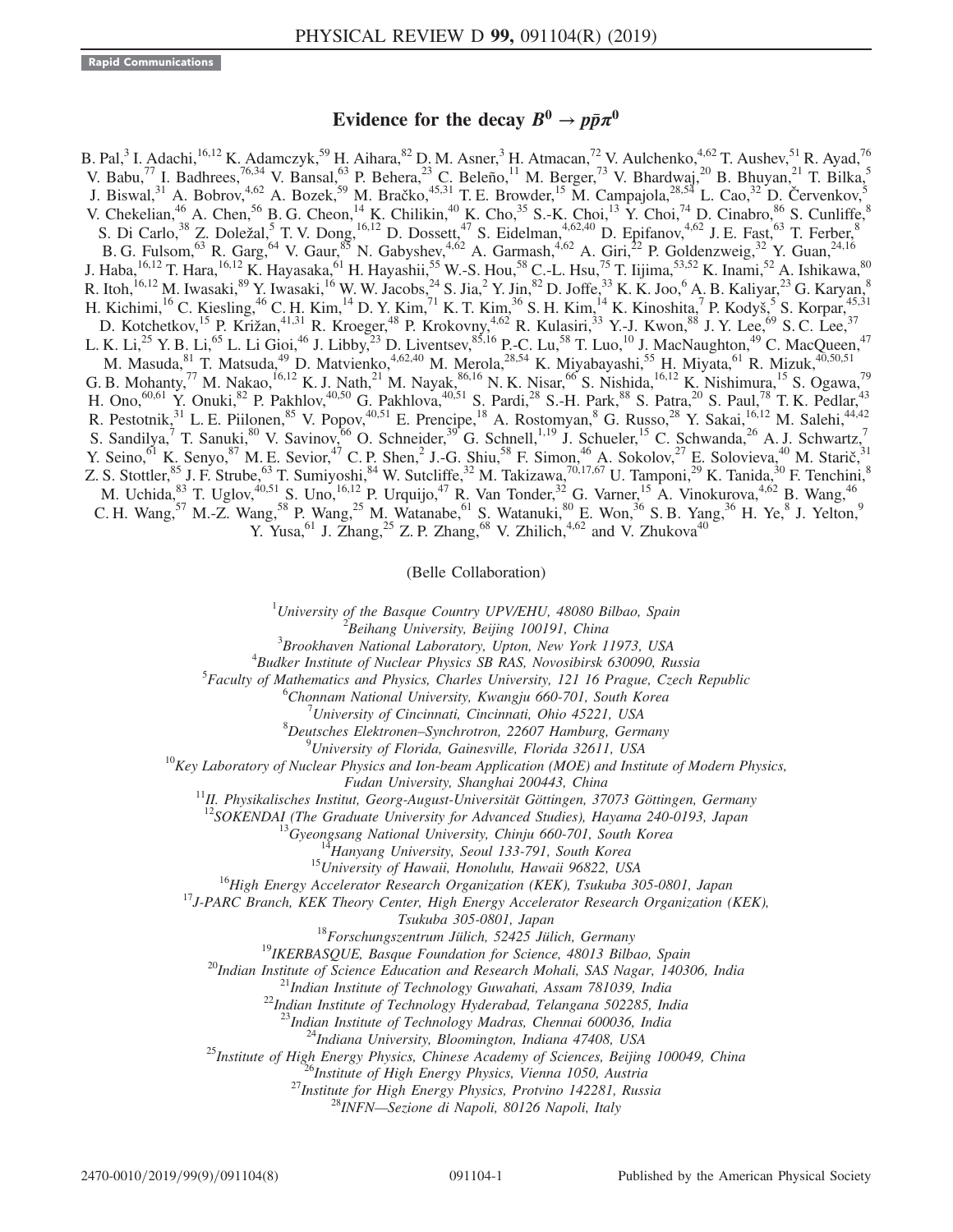Rapid Communications

# Evidence for the decay $B^0 \to p\bar{p}\pi^0$

B. Pal,[3] I. Adachi,[16,12] K. Adamczyk,[59] H. Aihara,[82] D. M. Asner,[3] H. Atmacan,[72] V. Aulchenko,[4,62] T. Aushev,[51] R. Ayad,[76] V. Babu,[77] I. Badhrees,[76,34] V. Bansal,[63] P. Behera,[23] C. Beleño,[11] M. Berger,[73] V. Bhardwaj,[20] B. Bhuyan,[21] T. Bilka,[5] J. Biswal,[31] A. Bobrov,[4,62] A. Bozek,[59] M. Bračko,[45,31] T. E. Browder,[15] M. Campajola,[28,54] L. Cao,[32] D. Červenkov,[5] V. Chekelian,[46] A. Chen,[56] B. G. Cheon,[14] K. Chilikin,[40] K. Cho,[35] S.-K. Choi,[13] Y. Choi,[74] D. Cinabro,[86] S. Cunliffe,[8] S. Di Carlo,[38] Z. Doležal,[5] T. V. Dong,[16,12] D. Dossett,[47] S. Eidelman,[4,62,40] D. Epifanov,[4,62] J. E. Fast,[63] T. Ferber,[8] B. G. Fulsom,[63] R. Garg,[64] V. Gaur,[85] N. Gabyshev,[4,62] A. Garmash,[4,62] A. Giri,[22] P. Goldenzweig,[32] Y. Guan,[24,16] J. Haba,[16,12] T. Hara,[16,12] K. Hayasaka,[61] H. Hayashii,[55] W.-S. Hou,[58] C.-L. Hsu,[75] T. Iijima,[53,52] K. Inami,[52] A. Ishikawa,[80] R. Itoh,[16,12] M. Iwasaki,[89] Y. Iwasaki,[16] W. W. Jacobs,[24] S. Jia,[2] Y. Jin,[82] D. Joffe,[33] K. K. Joo,[6] A. B. Kaliyar,[23] G. Karyan,[8] H. Kichimi,[16] C. Kiesling,[46] C. H. Kim,[14] D. Y. Kim,[71] K. T. Kim,[36] S. H. Kim,[14] K. Kinoshita,[7] P. Kodyš,[5] S. Korpar,[45,31] D. Kotchetkov,[15] P. Križan,[41,31] R. Kroeger,[48] P. Krokovny,[4,62] R. Kulasiri,[33] Y.-J. Kwon,[88] J. Y. Lee,[69] S. C. Lee,[37] L. K. Li,[25] Y. B. Li,[65] L. Li Gioi,[46] J. Libby,[23] D. Liventsev,[85,16] P.-C. Lu,[58] T. Luo,[10] J. MacNaughton,[49] C. MacQueen,[47] M. Masuda,[81] T. Matsuda,[49] D. Matvienko,[4,62,40] M. Merola,[28,54] K. Miyabayashi,[55] H. Miyata,[61] R. Mizuk,[40,50,51] G. B. Mohanty,[77] M. Nakao,[16,12] K. J. Nath,[21] M. Nayak,[86,16] N. K. Nisar,[66] S. Nishida,[16,12] K. Nishimura,[15] S. Ogawa,[79] H. Ono,[60,61] Y. Onuki,[82] P. Pakhlov,[40,50] G. Pakhlova,[40,51] S. Pardi,[28] S.-H. Park,[88] S. Patra,[20] S. Paul,[78] T. K. Pedlar,[43] R. Pestotnik,[31] L. E. Piilonen,[85] V. Popov,[40,51] E. Prencipe,[18] A. Rostomyan,[8] G. Russo,[28] Y. Sakai,[16,12] M. Salehi,[44,42] S. Sandilya,[7] T. Sanuki,[80] V. Savinov,[66] O. Schneider,[39] G. Schnell,[1,19] J. Schueler,[15] C. Schwanda,[26] A. J. Schwartz,[7] Y. Seino,[61] K. Senyo,[87] M. E. Sevior,[47] C. P. Shen,[2] J.-G. Shiu,[58] F. Simon,[46] A. Sokolov,[27] E. Solovieva,[40] M. Starič,[31] Z. S. Stottler,[85] J. F. Strube,[63] T. Sumiyoshi,[84] W. Sutcliffe,[32] M. Takizawa,[70,17,67] U. Tamponi,[29] K. Tanida,[30] F. Tenchini,[8] M. Uchida,[83] T. Uglov,[40,51] S. Uno,[16,12] P. Urquijo,[47] R. Van Tonder,[32] G. Varner,[15] A. Vinokurova,[4,62] B. Wang,[46] C. H. Wang,[57] M.-Z. Wang,[58] P. Wang,[25] M. Watanabe,[61] S. Watanuki,[80] E. Won,[36] S. B. Yang,[36] H. Ye,[8] J. Yelton,[9] Y. Yusa,[61] J. Zhang,[25] Z. P. Zhang,[68] V. Zhilich,[4,62] and V. Zhukova[40]

(Belle Collaboration)

[1]*University of the Basque Country UPV/EHU, 48080 Bilbao, Spain*
[2]*Beihang University, Beijing 100191, China*
[3]*Brookhaven National Laboratory, Upton, New York 11973, USA*
[4]*Budker Institute of Nuclear Physics SB RAS, Novosibirsk 630090, Russia*
[5]*Faculty of Mathematics and Physics, Charles University, 121 16 Prague, Czech Republic*
[6]*Chonnam National University, Kwangju 660-701, South Korea*
[7]*University of Cincinnati, Cincinnati, Ohio 45221, USA*
[8]*Deutsches Elektronen–Synchrotron, 22607 Hamburg, Germany*
[9]*University of Florida, Gainesville, Florida 32611, USA*
[10]*Key Laboratory of Nuclear Physics and Ion-beam Application (MOE) and Institute of Modern Physics, Fudan University, Shanghai 200443, China*
[11]*II. Physikalisches Institut, Georg-August-Universität Göttingen, 37073 Göttingen, Germany*
[12]*SOKENDAI (The Graduate University for Advanced Studies), Hayama 240-0193, Japan*
[13]*Gyeongsang National University, Chinju 660-701, South Korea*
[14]*Hanyang University, Seoul 133-791, South Korea*
[15]*University of Hawaii, Honolulu, Hawaii 96822, USA*
[16]*High Energy Accelerator Research Organization (KEK), Tsukuba 305-0801, Japan*
[17]*J-PARC Branch, KEK Theory Center, High Energy Accelerator Research Organization (KEK), Tsukuba 305-0801, Japan*
[18]*Forschungszentrum Jülich, 52425 Jülich, Germany*
[19]*IKERBASQUE, Basque Foundation for Science, 48013 Bilbao, Spain*
[20]*Indian Institute of Science Education and Research Mohali, SAS Nagar, 140306, India*
[21]*Indian Institute of Technology Guwahati, Assam 781039, India*
[22]*Indian Institute of Technology Hyderabad, Telangana 502285, India*
[23]*Indian Institute of Technology Madras, Chennai 600036, India*
[24]*Indiana University, Bloomington, Indiana 47408, USA*
[25]*Institute of High Energy Physics, Chinese Academy of Sciences, Beijing 100049, China*
[26]*Institute of High Energy Physics, Vienna 1050, Austria*
[27]*Institute for High Energy Physics, Protvino 142281, Russia*
[28]*INFN—Sezione di Napoli, 80126 Napoli, Italy*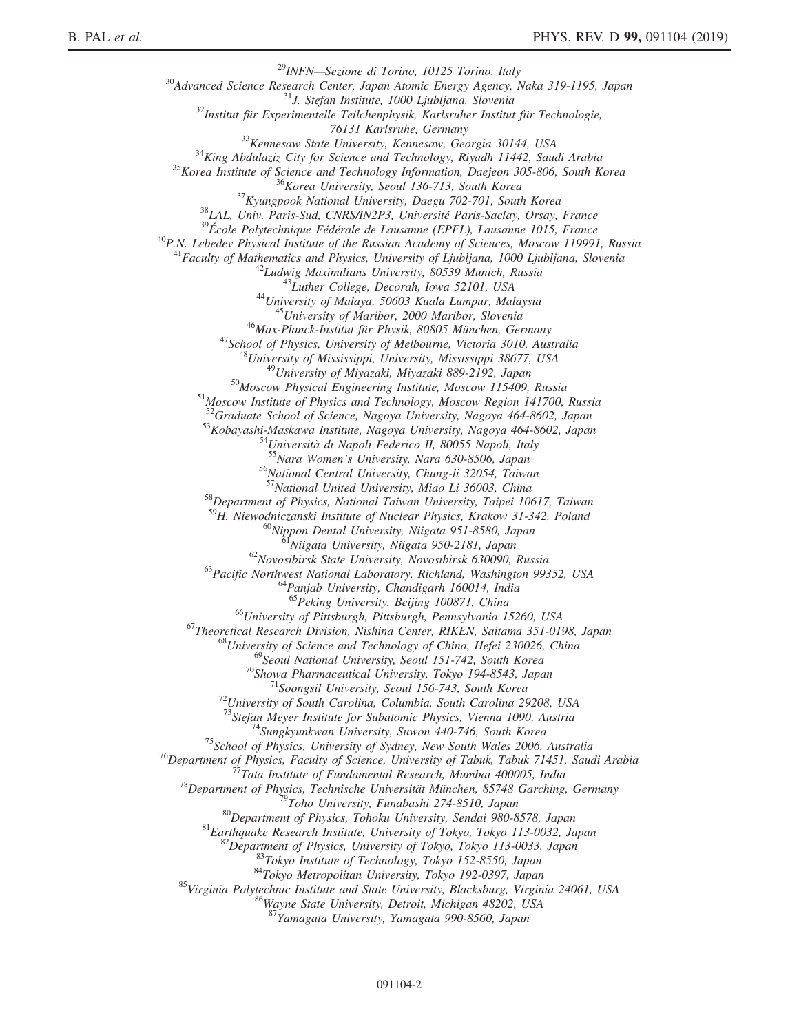[29]INFN—Sezione di Torino, 10125 Torino, Italy
[30]Advanced Science Research Center, Japan Atomic Energy Agency, Naka 319-1195, Japan
[31]J. Stefan Institute, 1000 Ljubljana, Slovenia
[32]Institut für Experimentelle Teilchenphysik, Karlsruher Institut für Technologie, 76131 Karlsruhe, Germany
[33]Kennesaw State University, Kennesaw, Georgia 30144, USA
[34]King Abdulaziz City for Science and Technology, Riyadh 11442, Saudi Arabia
[35]Korea Institute of Science and Technology Information, Daejeon 305-806, South Korea
[36]Korea University, Seoul 136-713, South Korea
[37]Kyungpook National University, Daegu 702-701, South Korea
[38]LAL, Univ. Paris-Sud, CNRS/IN2P3, Université Paris-Saclay, Orsay, France
[39]École Polytechnique Fédérale de Lausanne (EPFL), Lausanne 1015, France
[40]P.N. Lebedev Physical Institute of the Russian Academy of Sciences, Moscow 119991, Russia
[41]Faculty of Mathematics and Physics, University of Ljubljana, 1000 Ljubljana, Slovenia
[42]Ludwig Maximilians University, 80539 Munich, Russia
[43]Luther College, Decorah, Iowa 52101, USA
[44]University of Malaya, 50603 Kuala Lumpur, Malaysia
[45]University of Maribor, 2000 Maribor, Slovenia
[46]Max-Planck-Institut für Physik, 80805 München, Germany
[47]School of Physics, University of Melbourne, Victoria 3010, Australia
[48]University of Mississippi, University, Mississippi 38677, USA
[49]University of Miyazaki, Miyazaki 889-2192, Japan
[50]Moscow Physical Engineering Institute, Moscow 115409, Russia
[51]Moscow Institute of Physics and Technology, Moscow Region 141700, Russia
[52]Graduate School of Science, Nagoya University, Nagoya 464-8602, Japan
[53]Kobayashi-Maskawa Institute, Nagoya University, Nagoya 464-8602, Japan
[54]Università di Napoli Federico II, 80055 Napoli, Italy
[55]Nara Women's University, Nara 630-8506, Japan
[56]National Central University, Chung-li 32054, Taiwan
[57]National United University, Miao Li 36003, China
[58]Department of Physics, National Taiwan University, Taipei 10617, Taiwan
[59]H. Niewodniczanski Institute of Nuclear Physics, Krakow 31-342, Poland
[60]Nippon Dental University, Niigata 951-8580, Japan
[61]Niigata University, Niigata 950-2181, Japan
[62]Novosibirsk State University, Novosibirsk 630090, Russia
[63]Pacific Northwest National Laboratory, Richland, Washington 99352, USA
[64]Panjab University, Chandigarh 160014, India
[65]Peking University, Beijing 100871, China
[66]University of Pittsburgh, Pittsburgh, Pennsylvania 15260, USA
[67]Theoretical Research Division, Nishina Center, RIKEN, Saitama 351-0198, Japan
[68]University of Science and Technology of China, Hefei 230026, China
[69]Seoul National University, Seoul 151-742, South Korea
[70]Showa Pharmaceutical University, Tokyo 194-8543, Japan
[71]Soongsil University, Seoul 156-743, South Korea
[72]University of South Carolina, Columbia, South Carolina 29208, USA
[73]Stefan Meyer Institute for Subatomic Physics, Vienna 1090, Austria
[74]Sungkyunkwan University, Suwon 440-746, South Korea
[75]School of Physics, University of Sydney, New South Wales 2006, Australia
[76]Department of Physics, Faculty of Science, University of Tabuk, Tabuk 71451, Saudi Arabia
[77]Tata Institute of Fundamental Research, Mumbai 400005, India
[78]Department of Physics, Technische Universität München, 85748 Garching, Germany
[79]Toho University, Funabashi 274-8510, Japan
[80]Department of Physics, Tohoku University, Sendai 980-8578, Japan
[81]Earthquake Research Institute, University of Tokyo, Tokyo 113-0032, Japan
[82]Department of Physics, University of Tokyo, Tokyo 113-0033, Japan
[83]Tokyo Institute of Technology, Tokyo 152-8550, Japan
[84]Tokyo Metropolitan University, Tokyo 192-0397, Japan
[85]Virginia Polytechnic Institute and State University, Blacksburg, Virginia 24061, USA
[86]Wayne State University, Detroit, Michigan 48202, USA
[87]Yamagata University, Yamagata 990-8560, Japan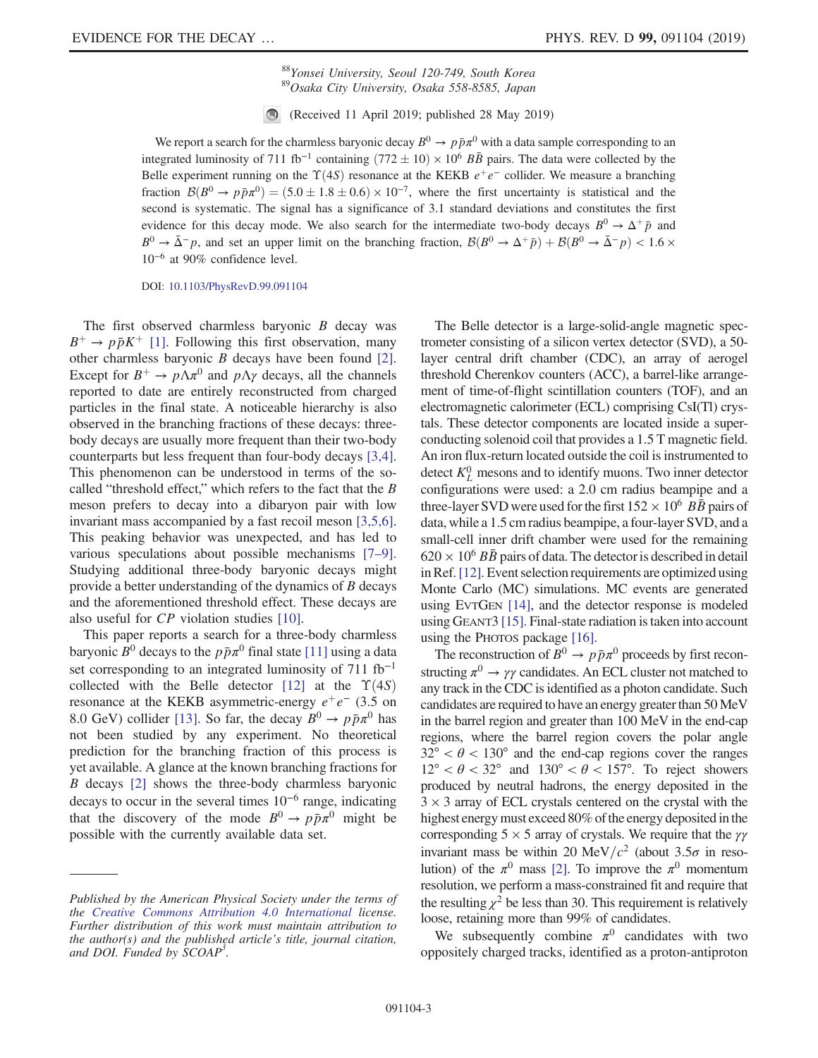[88] *Yonsei University, Seoul 120-749, South Korea*
[89] *Osaka City University, Osaka 558-8585, Japan*

(Received 11 April 2019; published 28 May 2019)

We report a search for the charmless baryonic decay $B^0 \to p\bar{p}\pi^0$ with a data sample corresponding to an integrated luminosity of 711 fb$^{-1}$ containing $(772 \pm 10) \times 10^6$ $B\bar{B}$ pairs. The data were collected by the Belle experiment running on the $\Upsilon(4S)$ resonance at the KEKB $e^+e^-$ collider. We measure a branching fraction $\mathcal{B}(B^0 \to p\bar{p}\pi^0) = (5.0 \pm 1.8 \pm 0.6) \times 10^{-7}$, where the first uncertainty is statistical and the second is systematic. The signal has a significance of 3.1 standard deviations and constitutes the first evidence for this decay mode. We also search for the intermediate two-body decays $B^0 \to \Delta^+\bar{p}$ and $B^0 \to \bar{\Delta}^- p$, and set an upper limit on the branching fraction, $\mathcal{B}(B^0 \to \Delta^+\bar{p}) + \mathcal{B}(B^0 \to \bar{\Delta}^- p) < 1.6 \times 10^{-6}$ at 90% confidence level.

DOI: 10.1103/PhysRevD.99.091104

The first observed charmless baryonic $B$ decay was $B^+ \to p\bar{p}K^+$ [1]. Following this first observation, many other charmless baryonic $B$ decays have been found [2]. Except for $B^+ \to p\Lambda\pi^0$ and $p\Lambda\gamma$ decays, all the channels reported to date are entirely reconstructed from charged particles in the final state. A noticeable hierarchy is also observed in the branching fractions of these decays: three-body decays are usually more frequent than their two-body counterparts but less frequent than four-body decays [3,4]. This phenomenon can be understood in terms of the so-called "threshold effect," which refers to the fact that the $B$ meson prefers to decay into a dibaryon pair with low invariant mass accompanied by a fast recoil meson [3,5,6]. This peaking behavior was unexpected, and has led to various speculations about possible mechanisms [7–9]. Studying additional three-body baryonic decays might provide a better understanding of the dynamics of $B$ decays and the aforementioned threshold effect. These decays are also useful for $CP$ violation studies [10].

This paper reports a search for a three-body charmless baryonic $B^0$ decays to the $p\bar{p}\pi^0$ final state [11] using a data set corresponding to an integrated luminosity of 711 fb$^{-1}$ collected with the Belle detector [12] at the $\Upsilon(4S)$ resonance at the KEKB asymmetric-energy $e^+e^-$ (3.5 on 8.0 GeV) collider [13]. So far, the decay $B^0 \to p\bar{p}\pi^0$ has not been studied by any experiment. No theoretical prediction for the branching fraction of this process is yet available. A glance at the known branching fractions for $B$ decays [2] shows the three-body charmless baryonic decays to occur in the several times $10^{-6}$ range, indicating that the discovery of the mode $B^0 \to p\bar{p}\pi^0$ might be possible with the currently available data set.

*Published by the American Physical Society under the terms of the Creative Commons Attribution 4.0 International license. Further distribution of this work must maintain attribution to the author(s) and the published article's title, journal citation, and DOI. Funded by SCOAP*[3].

The Belle detector is a large-solid-angle magnetic spectrometer consisting of a silicon vertex detector (SVD), a 50-layer central drift chamber (CDC), an array of aerogel threshold Cherenkov counters (ACC), a barrel-like arrangement of time-of-flight scintillation counters (TOF), and an electromagnetic calorimeter (ECL) comprising CsI(Tl) crystals. These detector components are located inside a superconducting solenoid coil that provides a 1.5 T magnetic field. An iron flux-return located outside the coil is instrumented to detect $K_L^0$ mesons and to identify muons. Two inner detector configurations were used: a 2.0 cm radius beampipe and a three-layer SVD were used for the first $152 \times 10^6$ $B\bar{B}$ pairs of data, while a 1.5 cm radius beampipe, a four-layer SVD, and a small-cell inner drift chamber were used for the remaining $620 \times 10^6$ $B\bar{B}$ pairs of data. The detector is described in detail in Ref. [12]. Event selection requirements are optimized using Monte Carlo (MC) simulations. MC events are generated using EvtGen [14], and the detector response is modeled using Geant3 [15]. Final-state radiation is taken into account using the Photos package [16].

The reconstruction of $B^0 \to p\bar{p}\pi^0$ proceeds by first reconstructing $\pi^0 \to \gamma\gamma$ candidates. An ECL cluster not matched to any track in the CDC is identified as a photon candidate. Such candidates are required to have an energy greater than 50 MeV in the barrel region and greater than 100 MeV in the end-cap regions, where the barrel region covers the polar angle $32° < \theta < 130°$ and the end-cap regions cover the ranges $12° < \theta < 32°$ and $130° < \theta < 157°$. To reject showers produced by neutral hadrons, the energy deposited in the $3 \times 3$ array of ECL crystals centered on the crystal with the highest energy must exceed 80% of the energy deposited in the corresponding $5 \times 5$ array of crystals. We require that the $\gamma\gamma$ invariant mass be within 20 MeV/$c^2$ (about $3.5\sigma$ in resolution) of the $\pi^0$ mass [2]. To improve the $\pi^0$ momentum resolution, we perform a mass-constrained fit and require that the resulting $\chi^2$ be less than 30. This requirement is relatively loose, retaining more than 99% of candidates.

We subsequently combine $\pi^0$ candidates with two oppositely charged tracks, identified as a proton-antiproton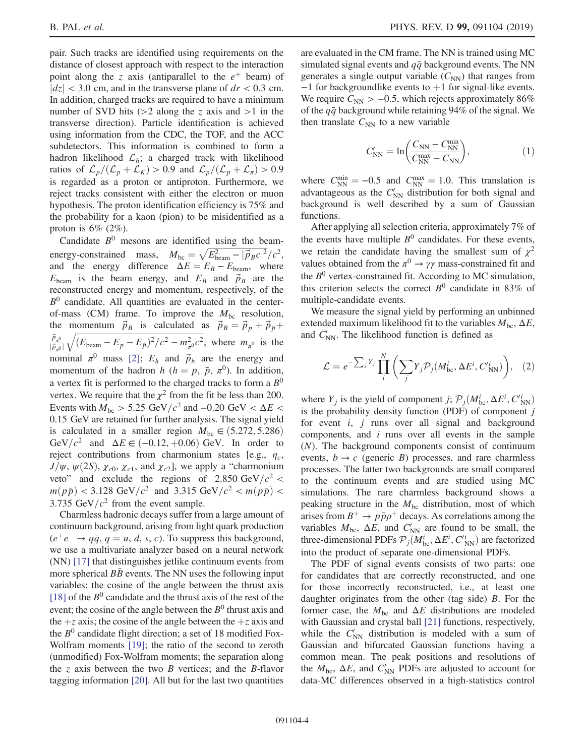pair. Such tracks are identified using requirements on the distance of closest approach with respect to the interaction point along the $z$ axis (antiparallel to the $e^+$ beam) of $|dz| < 3.0$ cm, and in the transverse plane of $dr < 0.3$ cm. In addition, charged tracks are required to have a minimum number of SVD hits ($>2$ along the $z$ axis and $>1$ in the transverse direction). Particle identification is achieved using information from the CDC, the TOF, and the ACC subdetectors. This information is combined to form a hadron likelihood $\mathcal{L}_h$; a charged track with likelihood ratios of $\mathcal{L}_p/(\mathcal{L}_p + \mathcal{L}_K) > 0.9$ and $\mathcal{L}_p/(\mathcal{L}_p + \mathcal{L}_\pi) > 0.9$ is regarded as a proton or antiproton. Furthermore, we reject tracks consistent with either the electron or muon hypothesis. The proton identification efficiency is 75% and the probability for a kaon (pion) to be misidentified as a proton is 6% (2%).

Candidate $B^0$ mesons are identified using the beam-energy-constrained mass, $M_{\rm bc} = \sqrt{E_{\rm beam}^2 - |\vec{p}_B c|^2}/c^2$, and the energy difference $\Delta E = E_B - E_{\rm beam}$, where $E_{\rm beam}$ is the beam energy, and $E_B$ and $\vec{p}_B$ are the reconstructed energy and momentum, respectively, of the $B^0$ candidate. All quantities are evaluated in the center-of-mass (CM) frame. To improve the $M_{\rm bc}$ resolution, the momentum $\vec{p}_B$ is calculated as $\vec{p}_B = \vec{p}_p + \vec{p}_{\bar{p}} + \frac{\vec{p}_{\pi^0}}{|\vec{p}_{\pi^0}|}\sqrt{(E_{\rm beam} - E_p - E_{\bar{p}})^2/c^2 - m_{\pi^0}^2 c^2}$, where $m_{\pi^0}$ is the nominal $\pi^0$ mass [2]; $E_h$ and $\vec{p}_h$ are the energy and momentum of the hadron $h$ ($h = p$, $\bar{p}$, $\pi^0$). In addition, a vertex fit is performed to the charged tracks to form a $B^0$ vertex. We require that the $\chi^2$ from the fit be less than 200. Events with $M_{\rm bc} > 5.25$ GeV$/c^2$ and $-0.20$ GeV $< \Delta E <$ 0.15 GeV are retained for further analysis. The signal yield is calculated in a smaller region $M_{\rm bc} \in (5.272, 5.286)$ GeV$/c^2$ and $\Delta E \in (-0.12, +0.06)$ GeV. In order to reject contributions from charmonium states [e.g., $\eta_c$, $J/\psi$, $\psi(2S)$, $\chi_{c0}$, $\chi_{c1}$, and $\chi_{c2}$], we apply a "charmonium veto" and exclude the regions of $2.850$ GeV$/c^2 < m(p\bar{p}) < 3.128$ GeV$/c^2$ and $3.315$ GeV$/c^2 < m(p\bar{p}) <$ 3.735 GeV$/c^2$ from the event sample.

Charmless hadronic decays suffer from a large amount of continuum background, arising from light quark production ($e^+e^- \to q\bar{q}$, $q = u, d, s, c$). To suppress this background, we use a multivariate analyzer based on a neural network (NN) [17] that distinguishes jetlike continuum events from more spherical $B\bar{B}$ events. The NN uses the following input variables: the cosine of the angle between the thrust axis [18] of the $B^0$ candidate and the thrust axis of the rest of the event; the cosine of the angle between the $B^0$ thrust axis and the $+z$ axis; the cosine of the angle between the $+z$ axis and the $B^0$ candidate flight direction; a set of 18 modified Fox-Wolfram moments [19]; the ratio of the second to zeroth (unmodified) Fox-Wolfram moments; the separation along the $z$ axis between the two $B$ vertices; and the $B$-flavor tagging information [20]. All but for the last two quantities are evaluated in the CM frame. The NN is trained using MC simulated signal events and $q\bar{q}$ background events. The NN generates a single output variable ($C_{\rm NN}$) that ranges from $-1$ for backgroundlike events to $+1$ for signal-like events. We require $C_{\rm NN} > -0.5$, which rejects approximately 86% of the $q\bar{q}$ background while retaining 94% of the signal. We then translate $C_{\rm NN}$ to a new variable

$$C'_{\rm NN} = \ln\left(\frac{C_{\rm NN} - C_{\rm NN}^{\rm min}}{C_{\rm NN}^{\rm max} - C_{\rm NN}}\right), \tag{1}$$

where $C_{\rm NN}^{\rm min} = -0.5$ and $C_{\rm NN}^{\rm max} = 1.0$. This translation is advantageous as the $C'_{\rm NN}$ distribution for both signal and background is well described by a sum of Gaussian functions.

After applying all selection criteria, approximately 7% of the events have multiple $B^0$ candidates. For these events, we retain the candidate having the smallest sum of $\chi^2$ values obtained from the $\pi^0 \to \gamma\gamma$ mass-constrained fit and the $B^0$ vertex-constrained fit. According to MC simulation, this criterion selects the correct $B^0$ candidate in 83% of multiple-candidate events.

We measure the signal yield by performing an unbinned extended maximum likelihood fit to the variables $M_{\rm bc}$, $\Delta E$, and $C'_{\rm NN}$. The likelihood function is defined as

$$\mathcal{L} = e^{-\sum_j Y_j} \prod_i^N \left( \sum_j Y_j \mathcal{P}_j(M_{\rm bc}^i, \Delta E^i, C'^i_{\rm NN}) \right), \tag{2}$$

where $Y_j$ is the yield of component $j$; $\mathcal{P}_j(M_{\rm bc}^i, \Delta E^i, C'^i_{\rm NN})$ is the probability density function (PDF) of component $j$ for event $i$, $j$ runs over all signal and background components, and $i$ runs over all events in the sample ($N$). The background components consist of continuum events, $b \to c$ (generic $B$) processes, and rare charmless processes. The latter two backgrounds are small compared to the continuum events and are studied using MC simulations. The rare charmless background shows a peaking structure in the $M_{\rm bc}$ distribution, most of which arises from $B^+ \to p\bar{p}\rho^+$ decays. As correlations among the variables $M_{\rm bc}$, $\Delta E$, and $C'_{\rm NN}$ are found to be small, the three-dimensional PDFs $\mathcal{P}_j(M_{\rm bc}^i, \Delta E^i, C'^i_{\rm NN})$ are factorized into the product of separate one-dimensional PDFs.

The PDF of signal events consists of two parts: one for candidates that are correctly reconstructed, and one for those incorrectly reconstructed, i.e., at least one daughter originates from the other (tag side) $B$. For the former case, the $M_{\rm bc}$ and $\Delta E$ distributions are modeled with Gaussian and crystal ball [21] functions, respectively, while the $C'_{\rm NN}$ distribution is modeled with a sum of Gaussian and bifurcated Gaussian functions having a common mean. The peak positions and resolutions of the $M_{\rm bc}$, $\Delta E$, and $C'_{\rm NN}$ PDFs are adjusted to account for data-MC differences observed in a high-statistics control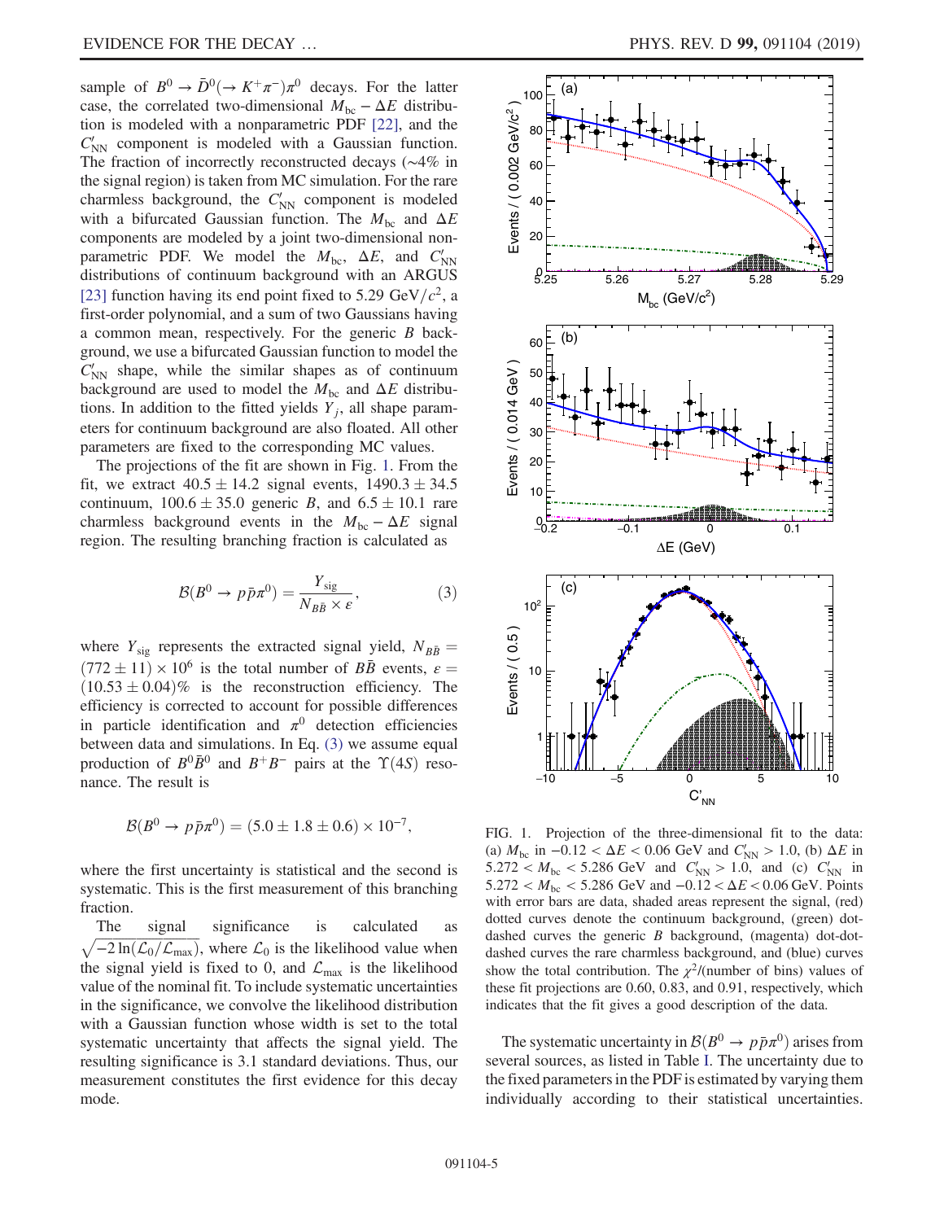sample of $B^0 \to \bar{D}^0(\to K^+\pi^-)\pi^0$ decays. For the latter case, the correlated two-dimensional $M_{\rm bc} - \Delta E$ distribution is modeled with a nonparametric PDF [22], and the $C'_{\rm NN}$ component is modeled with a Gaussian function. The fraction of incorrectly reconstructed decays (~4% in the signal region) is taken from MC simulation. For the rare charmless background, the $C'_{\rm NN}$ component is modeled with a bifurcated Gaussian function. The $M_{\rm bc}$ and $\Delta E$ components are modeled by a joint two-dimensional nonparametric PDF. We model the $M_{\rm bc}$, $\Delta E$, and $C'_{\rm NN}$ distributions of continuum background with an ARGUS [23] function having its end point fixed to 5.29 GeV/$c^2$, a first-order polynomial, and a sum of two Gaussians having a common mean, respectively. For the generic $B$ background, we use a bifurcated Gaussian function to model the $C'_{\rm NN}$ shape, while the similar shapes as of continuum background are used to model the $M_{\rm bc}$ and $\Delta E$ distributions. In addition to the fitted yields $Y_j$, all shape parameters for continuum background are also floated. All other parameters are fixed to the corresponding MC values.

The projections of the fit are shown in Fig. 1. From the fit, we extract $40.5 \pm 14.2$ signal events, $1490.3 \pm 34.5$ continuum, $100.6 \pm 35.0$ generic $B$, and $6.5 \pm 10.1$ rare charmless background events in the $M_{\rm bc} - \Delta E$ signal region. The resulting branching fraction is calculated as

$$\mathcal{B}(B^0 \to p\bar{p}\pi^0) = \frac{Y_{\rm sig}}{N_{B\bar{B}} \times \varepsilon}, \quad (3)$$

where $Y_{\rm sig}$ represents the extracted signal yield, $N_{B\bar{B}} = (772 \pm 11) \times 10^6$ is the total number of $B\bar{B}$ events, $\varepsilon = (10.53 \pm 0.04)\%$ is the reconstruction efficiency. The efficiency is corrected to account for possible differences in particle identification and $\pi^0$ detection efficiencies between data and simulations. In Eq. (3) we assume equal production of $B^0\bar{B}^0$ and $B^+B^-$ pairs at the $\Upsilon(4S)$ resonance. The result is

$$\mathcal{B}(B^0 \to p\bar{p}\pi^0) = (5.0 \pm 1.8 \pm 0.6) \times 10^{-7},$$

where the first uncertainty is statistical and the second is systematic. This is the first measurement of this branching fraction.

The signal significance is calculated as $\sqrt{-2\ln(\mathcal{L}_0/\mathcal{L}_{\rm max})}$, where $\mathcal{L}_0$ is the likelihood value when the signal yield is fixed to 0, and $\mathcal{L}_{\rm max}$ is the likelihood value of the nominal fit. To include systematic uncertainties in the significance, we convolve the likelihood distribution with a Gaussian function whose width is set to the total systematic uncertainty that affects the signal yield. The resulting significance is 3.1 standard deviations. Thus, our measurement constitutes the first evidence for this decay mode.

FIG. 1. Projection of the three-dimensional fit to the data: (a) $M_{\rm bc}$ in $-0.12 < \Delta E < 0.06$ GeV and $C'_{\rm NN} > 1.0$, (b) $\Delta E$ in $5.272 < M_{\rm bc} < 5.286$ GeV and $C'_{\rm NN} > 1.0$, and (c) $C'_{\rm NN}$ in $5.272 < M_{\rm bc} < 5.286$ GeV and $-0.12 < \Delta E < 0.06$ GeV. Points with error bars are data, shaded areas represent the signal, (red) dotted curves denote the continuum background, (green) dot-dashed curves the generic $B$ background, (magenta) dot-dot-dashed curves the rare charmless background, and (blue) curves show the total contribution. The $\chi^2$/(number of bins) values of these fit projections are 0.60, 0.83, and 0.91, respectively, which indicates that the fit gives a good description of the data.

The systematic uncertainty in $\mathcal{B}(B^0 \to p\bar{p}\pi^0)$ arises from several sources, as listed in Table I. The uncertainty due to the fixed parameters in the PDF is estimated by varying them individually according to their statistical uncertainties.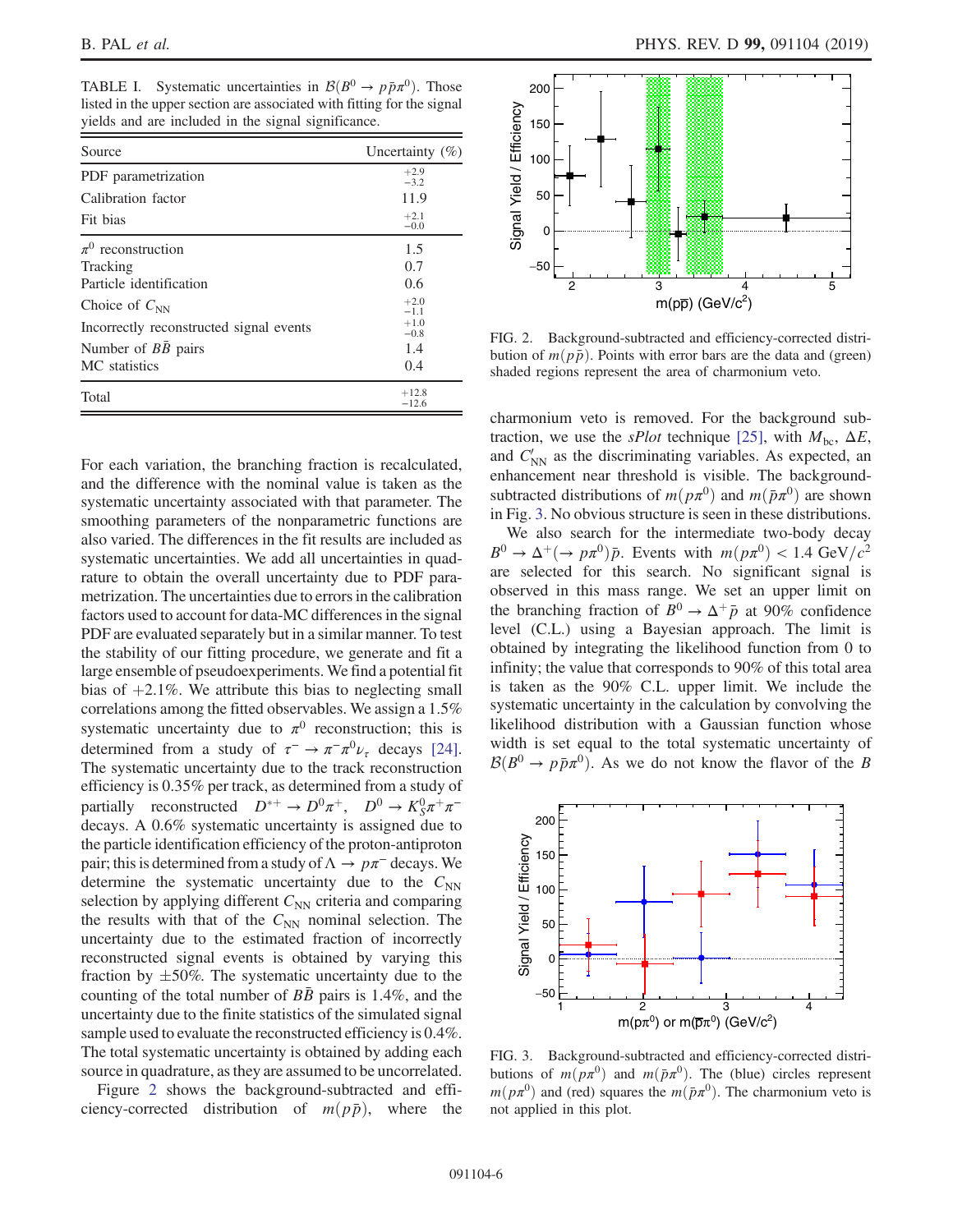TABLE I. Systematic uncertainties in $\mathcal{B}(B^0 \to p\bar{p}\pi^0)$. Those listed in the upper section are associated with fitting for the signal yields and are included in the signal significance.

| Source | Uncertainty (%) |
|---|---|
| PDF parametrization | $^{+2.9}_{-3.2}$ |
| Calibration factor | 11.9 |
| Fit bias | $^{+2.1}_{-0.0}$ |
| $\pi^0$ reconstruction | 1.5 |
| Tracking | 0.7 |
| Particle identification | 0.6 |
| Choice of $C_{\rm NN}$ | $^{+2.0}_{-1.1}$ |
| Incorrectly reconstructed signal events | $^{+1.0}_{-0.8}$ |
| Number of $B\bar{B}$ pairs | 1.4 |
| MC statistics | 0.4 |
| Total | $^{+12.8}_{-12.6}$ |

For each variation, the branching fraction is recalculated, and the difference with the nominal value is taken as the systematic uncertainty associated with that parameter. The smoothing parameters of the nonparametric functions are also varied. The differences in the fit results are included as systematic uncertainties. We add all uncertainties in quadrature to obtain the overall uncertainty due to PDF parametrization. The uncertainties due to errors in the calibration factors used to account for data-MC differences in the signal PDF are evaluated separately but in a similar manner. To test the stability of our fitting procedure, we generate and fit a large ensemble of pseudoexperiments. We find a potential fit bias of +2.1%. We attribute this bias to neglecting small correlations among the fitted observables. We assign a 1.5% systematic uncertainty due to $\pi^0$ reconstruction; this is determined from a study of $\tau^- \to \pi^-\pi^0\nu_\tau$ decays [24]. The systematic uncertainty due to the track reconstruction efficiency is 0.35% per track, as determined from a study of partially reconstructed $D^{*+} \to D^0\pi^+$, $D^0 \to K_S^0\pi^+\pi^-$ decays. A 0.6% systematic uncertainty is assigned due to the particle identification efficiency of the proton-antiproton pair; this is determined from a study of $\Lambda \to p\pi^-$ decays. We determine the systematic uncertainty due to the $C_{\rm NN}$ selection by applying different $C_{\rm NN}$ criteria and comparing the results with that of the $C_{\rm NN}$ nominal selection. The uncertainty due to the estimated fraction of incorrectly reconstructed signal events is obtained by varying this fraction by ±50%. The systematic uncertainty due to the counting of the total number of $B\bar{B}$ pairs is 1.4%, and the uncertainty due to the finite statistics of the simulated signal sample used to evaluate the reconstructed efficiency is 0.4%. The total systematic uncertainty is obtained by adding each source in quadrature, as they are assumed to be uncorrelated.

Figure 2 shows the background-subtracted and efficiency-corrected distribution of $m(p\bar{p})$, where the charmonium veto is removed. For the background subtraction, we use the *sPlot* technique [25], with $M_{\rm bc}$, $\Delta E$, and $C'_{\rm NN}$ as the discriminating variables. As expected, an enhancement near threshold is visible. The background-subtracted distributions of $m(p\pi^0)$ and $m(\bar{p}\pi^0)$ are shown in Fig. 3. No obvious structure is seen in these distributions.

FIG. 2. Background-subtracted and efficiency-corrected distribution of $m(p\bar{p})$. Points with error bars are the data and (green) shaded regions represent the area of charmonium veto.

We also search for the intermediate two-body decay $B^0 \to \Delta^+(\to p\pi^0)\bar{p}$. Events with $m(p\pi^0) < 1.4$ GeV/$c^2$ are selected for this search. No significant signal is observed in this mass range. We set an upper limit on the branching fraction of $B^0 \to \Delta^+\bar{p}$ at 90% confidence level (C.L.) using a Bayesian approach. The limit is obtained by integrating the likelihood function from 0 to infinity; the value that corresponds to 90% of this total area is taken as the 90% C.L. upper limit. We include the systematic uncertainty in the calculation by convolving the likelihood distribution with a Gaussian function whose width is set equal to the total systematic uncertainty of $\mathcal{B}(B^0 \to p\bar{p}\pi^0)$. As we do not know the flavor of the $B$

FIG. 3. Background-subtracted and efficiency-corrected distributions of $m(p\pi^0)$ and $m(\bar{p}\pi^0)$. The (blue) circles represent $m(p\pi^0)$ and (red) squares the $m(\bar{p}\pi^0)$. The charmonium veto is not applied in this plot.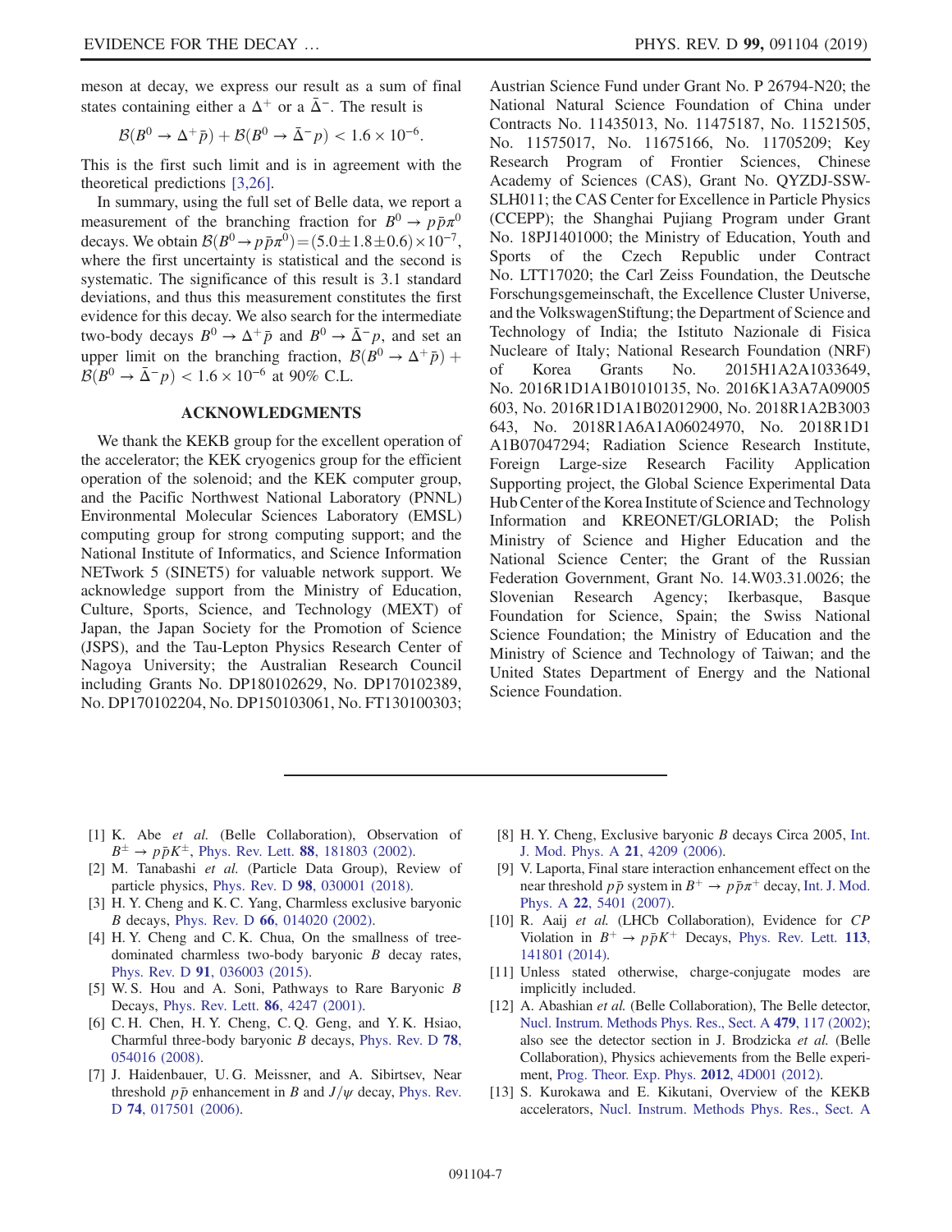meson at decay, we express our result as a sum of final states containing either a $\Delta^+$ or a $\bar{\Delta}^-$. The result is

$$\mathcal{B}(B^0 \to \Delta^+ \bar{p}) + \mathcal{B}(B^0 \to \bar{\Delta}^- p) < 1.6 \times 10^{-6}.$$

This is the first such limit and is in agreement with the theoretical predictions [3,26].

In summary, using the full set of Belle data, we report a measurement of the branching fraction for $B^0 \to p\bar{p}\pi^0$ decays. We obtain $\mathcal{B}(B^0 \to p\bar{p}\pi^0) = (5.0 \pm 1.8 \pm 0.6) \times 10^{-7}$, where the first uncertainty is statistical and the second is systematic. The significance of this result is 3.1 standard deviations, and thus this measurement constitutes the first evidence for this decay. We also search for the intermediate two-body decays $B^0 \to \Delta^+ \bar{p}$ and $B^0 \to \bar{\Delta}^- p$, and set an upper limit on the branching fraction, $\mathcal{B}(B^0 \to \Delta^+ \bar{p}) + \mathcal{B}(B^0 \to \bar{\Delta}^- p) < 1.6 \times 10^{-6}$ at 90% C.L.

## ACKNOWLEDGMENTS

We thank the KEKB group for the excellent operation of the accelerator; the KEK cryogenics group for the efficient operation of the solenoid; and the KEK computer group, and the Pacific Northwest National Laboratory (PNNL) Environmental Molecular Sciences Laboratory (EMSL) computing group for strong computing support; and the National Institute of Informatics, and Science Information NETwork 5 (SINET5) for valuable network support. We acknowledge support from the Ministry of Education, Culture, Sports, Science, and Technology (MEXT) of Japan, the Japan Society for the Promotion of Science (JSPS), and the Tau-Lepton Physics Research Center of Nagoya University; the Australian Research Council including Grants No. DP180102629, No. DP170102389, No. DP170102204, No. DP150103061, No. FT130100303; Austrian Science Fund under Grant No. P 26794-N20; the National Natural Science Foundation of China under Contracts No. 11435013, No. 11475187, No. 11521505, No. 11575017, No. 11675166, No. 11705209; Key Research Program of Frontier Sciences, Chinese Academy of Sciences (CAS), Grant No. QYZDJ-SSW-SLH011; the CAS Center for Excellence in Particle Physics (CCEPP); the Shanghai Pujiang Program under Grant No. 18PJ1401000; the Ministry of Education, Youth and Sports of the Czech Republic under Contract No. LTT17020; the Carl Zeiss Foundation, the Deutsche Forschungsgemeinschaft, the Excellence Cluster Universe, and the VolkswagenStiftung; the Department of Science and Technology of India; the Istituto Nazionale di Fisica Nucleare of Italy; National Research Foundation (NRF) of Korea Grants No. 2015H1A2A1033649, No. 2016R1D1A1B01010135, No. 2016K1A3A7A09005603, No. 2016R1D1A1B02012900, No. 2018R1A2B3003643, No. 2018R1A6A1A06024970, No. 2018R1D1A1B07047294; Radiation Science Research Institute, Foreign Large-size Research Facility Application Supporting project, the Global Science Experimental Data Hub Center of the Korea Institute of Science and Technology Information and KREONET/GLORIAD; the Polish Ministry of Science and Higher Education and the National Science Center; the Grant of the Russian Federation Government, Grant No. 14.W03.31.0026; the Slovenian Research Agency; Ikerbasque, Basque Foundation for Science, Spain; the Swiss National Science Foundation; the Ministry of Education and the Ministry of Science and Technology of Taiwan; and the United States Department of Energy and the National Science Foundation.

---

[1] K. Abe *et al.* (Belle Collaboration), Observation of $B^\pm \to p\bar{p}K^\pm$, Phys. Rev. Lett. **88**, 181803 (2002).

[2] M. Tanabashi *et al.* (Particle Data Group), Review of particle physics, Phys. Rev. D **98**, 030001 (2018).

[3] H. Y. Cheng and K. C. Yang, Charmless exclusive baryonic $B$ decays, Phys. Rev. D **66**, 014020 (2002).

[4] H. Y. Cheng and C. K. Chua, On the smallness of tree-dominated charmless two-body baryonic $B$ decay rates, Phys. Rev. D **91**, 036003 (2015).

[5] W. S. Hou and A. Soni, Pathways to Rare Baryonic $B$ Decays, Phys. Rev. Lett. **86**, 4247 (2001).

[6] C. H. Chen, H. Y. Cheng, C. Q. Geng, and Y. K. Hsiao, Charmful three-body baryonic $B$ decays, Phys. Rev. D **78**, 054016 (2008).

[7] J. Haidenbauer, U. G. Meissner, and A. Sibirtsev, Near threshold $p\bar{p}$ enhancement in $B$ and $J/\psi$ decay, Phys. Rev. D **74**, 017501 (2006).

[8] H. Y. Cheng, Exclusive baryonic $B$ decays Circa 2005, Int. J. Mod. Phys. A **21**, 4209 (2006).

[9] V. Laporta, Final stare interaction enhancement effect on the near threshold $p\bar{p}$ system in $B^+ \to p\bar{p}\pi^+$ decay, Int. J. Mod. Phys. A **22**, 5401 (2007).

[10] R. Aaij *et al.* (LHCb Collaboration), Evidence for *CP* Violation in $B^+ \to p\bar{p}K^+$ Decays, Phys. Rev. Lett. **113**, 141801 (2014).

[11] Unless stated otherwise, charge-conjugate modes are implicitly included.

[12] A. Abashian *et al.* (Belle Collaboration), The Belle detector, Nucl. Instrum. Methods Phys. Res., Sect. A **479**, 117 (2002); also see the detector section in J. Brodzicka *et al.* (Belle Collaboration), Physics achievements from the Belle experiment, Prog. Theor. Exp. Phys. **2012**, 4D001 (2012).

[13] S. Kurokawa and E. Kikutani, Overview of the KEKB accelerators, Nucl. Instrum. Methods Phys. Res., Sect. A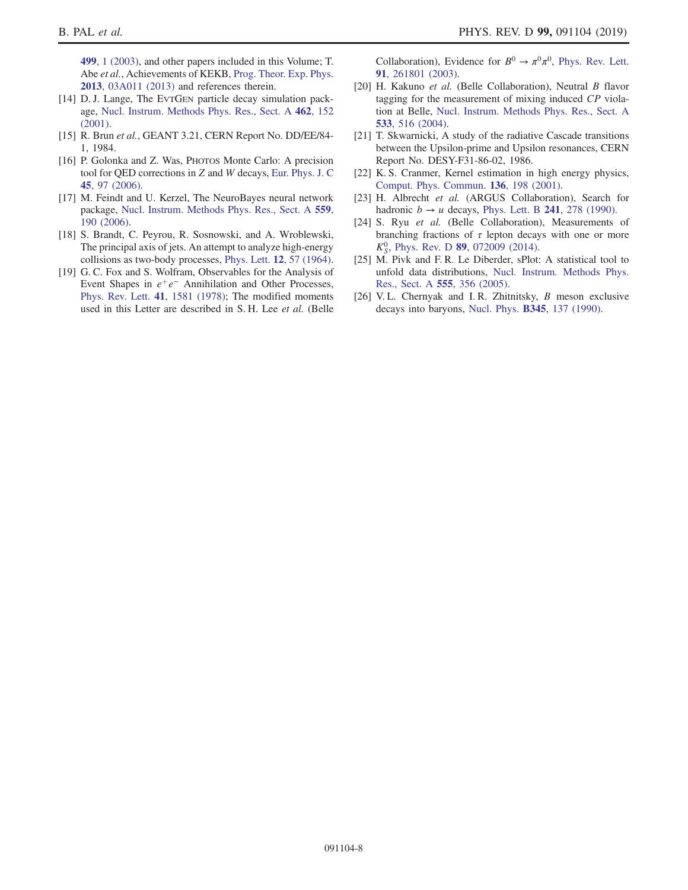**499**, 1 (2003), and other papers included in this Volume; T. Abe *et al.*, Achievements of KEKB, Prog. Theor. Exp. Phys. **2013**, 03A011 (2013) and references therein.

[14] D. J. Lange, The EvtGen particle decay simulation package, Nucl. Instrum. Methods Phys. Res., Sect. A **462**, 152 (2001).

[15] R. Brun *et al.*, GEANT 3.21, CERN Report No. DD/EE/84-1, 1984.

[16] P. Golonka and Z. Was, Photos Monte Carlo: A precision tool for QED corrections in $Z$ and $W$ decays, Eur. Phys. J. C **45**, 97 (2006).

[17] M. Feindt and U. Kerzel, The NeuroBayes neural network package, Nucl. Instrum. Methods Phys. Res., Sect. A **559**, 190 (2006).

[18] S. Brandt, C. Peyrou, R. Sosnowski, and A. Wroblewski, The principal axis of jets. An attempt to analyze high-energy collisions as two-body processes, Phys. Lett. **12**, 57 (1964).

[19] G. C. Fox and S. Wolfram, Observables for the Analysis of Event Shapes in $e^+e^-$ Annihilation and Other Processes, Phys. Rev. Lett. **41**, 1581 (1978); The modified moments used in this Letter are described in S. H. Lee *et al.* (Belle Collaboration), Evidence for $B^0 \to \pi^0\pi^0$, Phys. Rev. Lett. **91**, 261801 (2003).

[20] H. Kakuno *et al.* (Belle Collaboration), Neutral $B$ flavor tagging for the measurement of mixing induced $CP$ violation at Belle, Nucl. Instrum. Methods Phys. Res., Sect. A **533**, 516 (2004).

[21] T. Skwarnicki, A study of the radiative Cascade transitions between the Upsilon-prime and Upsilon resonances, CERN Report No. DESY-F31-86-02, 1986.

[22] K. S. Cranmer, Kernel estimation in high energy physics, Comput. Phys. Commun. **136**, 198 (2001).

[23] H. Albrecht *et al.* (ARGUS Collaboration), Search for hadronic $b \to u$ decays, Phys. Lett. B **241**, 278 (1990).

[24] S. Ryu *et al.* (Belle Collaboration), Measurements of branching fractions of $\tau$ lepton decays with one or more $K_S^0$, Phys. Rev. D **89**, 072009 (2014).

[25] M. Pivk and F. R. Le Diberder, sPlot: A statistical tool to unfold data distributions, Nucl. Instrum. Methods Phys. Res., Sect. A **555**, 356 (2005).

[26] V. L. Chernyak and I. R. Zhitnitsky, $B$ meson exclusive decays into baryons, Nucl. Phys. **B345**, 137 (1990).